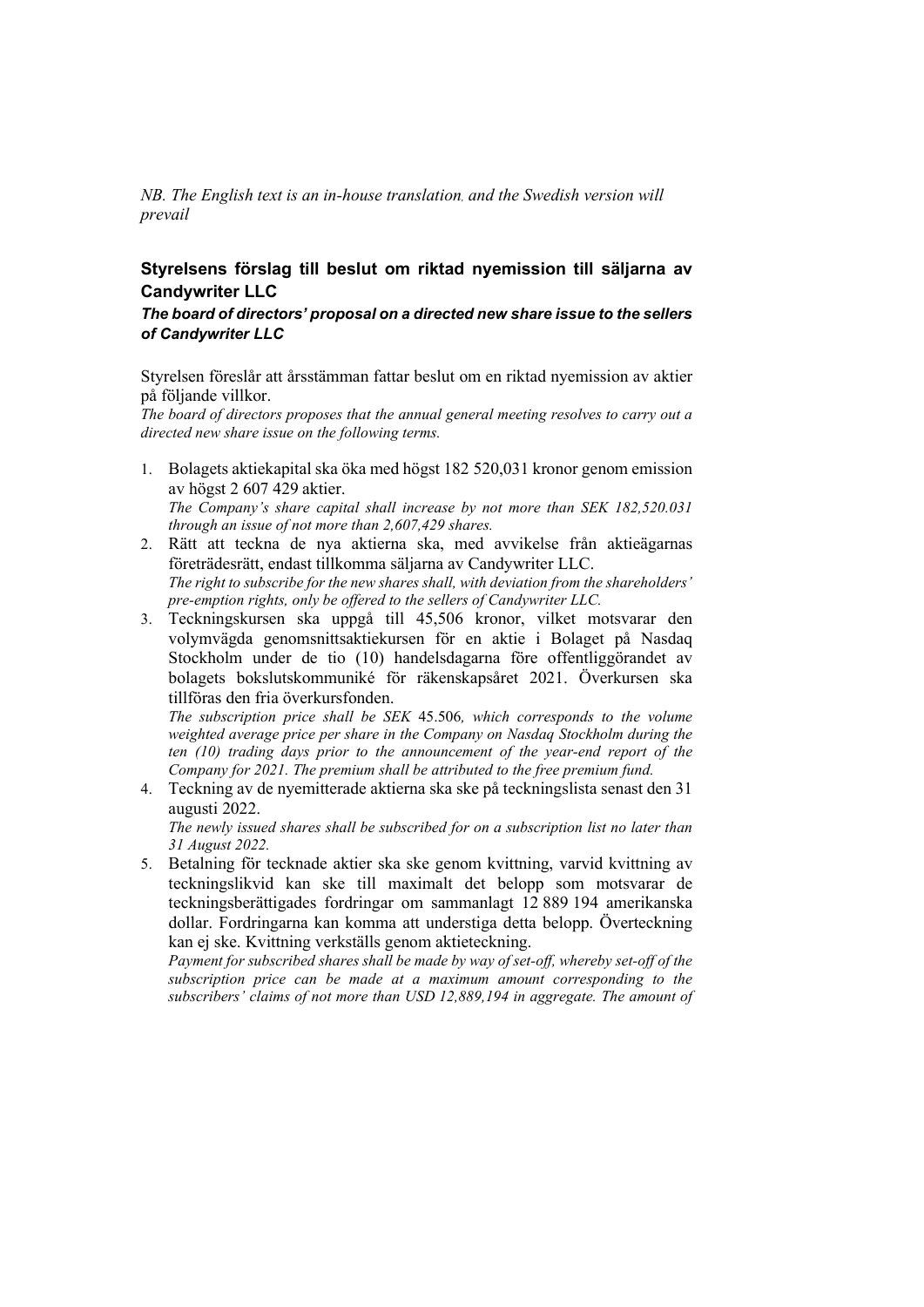*NB. The English text is an in-house translation, and the Swedish version will prevail*

## Styrelsens förslag till beslut om riktad nyemission till säljarna av Candywriter LLC

***The board of directors' proposal on a directed new share issue to the sellers of Candywriter LLC***

Styrelsen föreslår att årsstämman fattar beslut om en riktad nyemission av aktier på följande villkor.

*The board of directors proposes that the annual general meeting resolves to carry out a directed new share issue on the following terms.*

1. Bolagets aktiekapital ska öka med högst 182 520,031 kronor genom emission av högst 2 607 429 aktier.
   *The Company's share capital shall increase by not more than SEK 182,520.031 through an issue of not more than 2,607,429 shares.*
2. Rätt att teckna de nya aktierna ska, med avvikelse från aktieägarnas företrädesrätt, endast tillkomma säljarna av Candywriter LLC.
   *The right to subscribe for the new shares shall, with deviation from the shareholders' pre-emption rights, only be offered to the sellers of Candywriter LLC.*
3. Teckningskursen ska uppgå till 45,506 kronor, vilket motsvarar den volymvägda genomsnittsaktiekursen för en aktie i Bolaget på Nasdaq Stockholm under de tio (10) handelsdagarna före offentliggörandet av bolagets bokslutskommuniké för räkenskapsåret 2021. Överkursen ska tillföras den fria överkursfonden.
   *The subscription price shall be SEK* 45.506*, which corresponds to the volume weighted average price per share in the Company on Nasdaq Stockholm during the ten (10) trading days prior to the announcement of the year-end report of the Company for 2021. The premium shall be attributed to the free premium fund.*
4. Teckning av de nyemitterade aktierna ska ske på teckningslista senast den 31 augusti 2022.
   *The newly issued shares shall be subscribed for on a subscription list no later than 31 August 2022.*
5. Betalning för tecknade aktier ska ske genom kvittning, varvid kvittning av teckningslikvid kan ske till maximalt det belopp som motsvarar de teckningsberättigades fordringar om sammanlagt 12 889 194 amerikanska dollar. Fordringarna kan komma att understiga detta belopp. Överteckning kan ej ske. Kvittning verkställs genom aktieteckning.
   *Payment for subscribed shares shall be made by way of set-off, whereby set-off of the subscription price can be made at a maximum amount corresponding to the subscribers' claims of not more than USD 12,889,194 in aggregate. The amount of*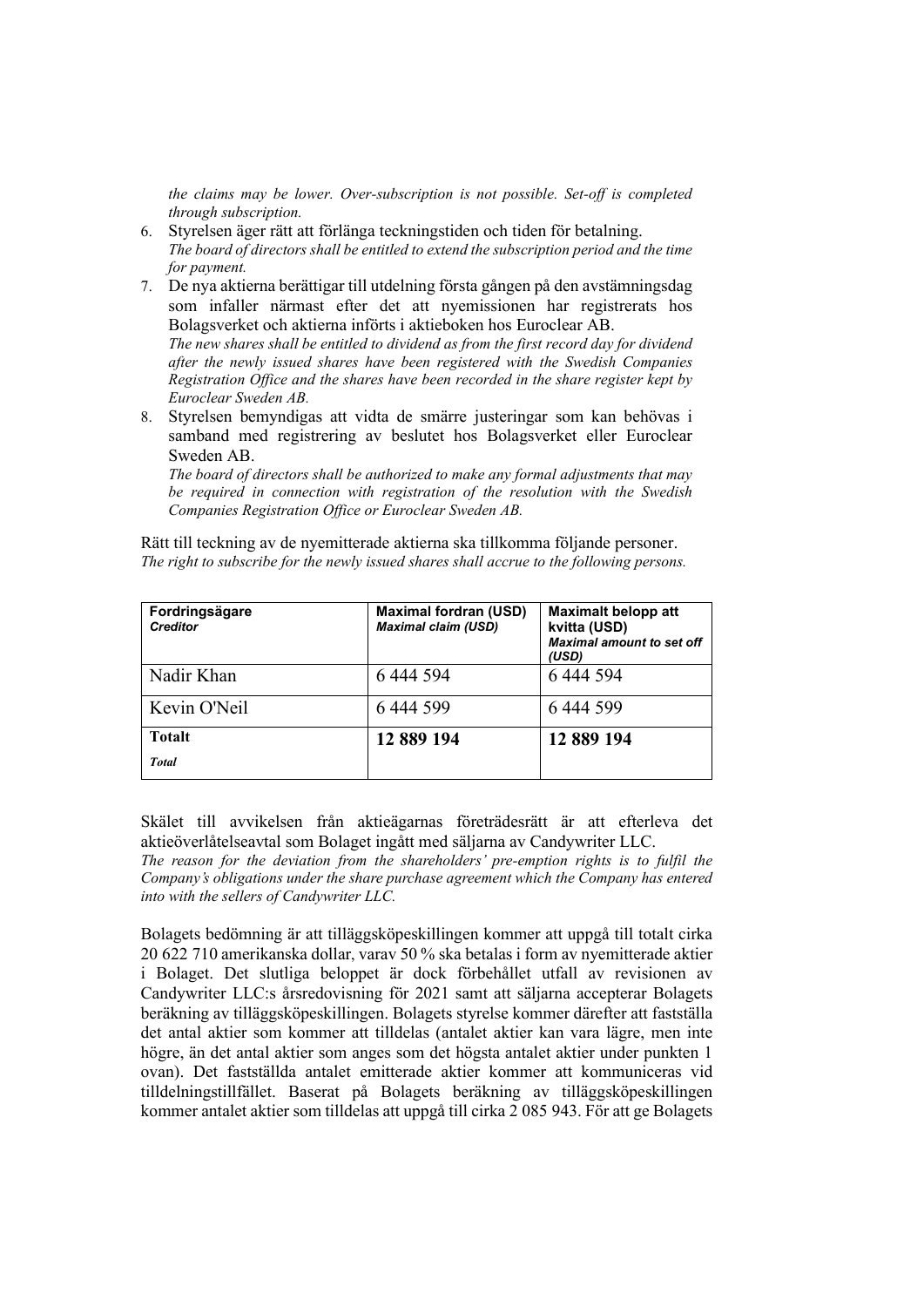*the claims may be lower. Over-subscription is not possible. Set-off is completed through subscription.*

6. Styrelsen äger rätt att förlänga teckningstiden och tiden för betalning.
   *The board of directors shall be entitled to extend the subscription period and the time for payment.*
7. De nya aktierna berättigar till utdelning första gången på den avstämningsdag som infaller närmast efter det att nyemissionen har registrerats hos Bolagsverket och aktierna införts i aktieboken hos Euroclear AB.
   *The new shares shall be entitled to dividend as from the first record day for dividend after the newly issued shares have been registered with the Swedish Companies Registration Office and the shares have been recorded in the share register kept by Euroclear Sweden AB.*
8. Styrelsen bemyndigas att vidta de smärre justeringar som kan behövas i samband med registrering av beslutet hos Bolagsverket eller Euroclear Sweden AB.
   *The board of directors shall be authorized to make any formal adjustments that may be required in connection with registration of the resolution with the Swedish Companies Registration Office or Euroclear Sweden AB.*

Rätt till teckning av de nyemitterade aktierna ska tillkomma följande personer.
*The right to subscribe for the newly issued shares shall accrue to the following persons.*

| **Fordringsägare** *Creditor* | **Maximal fordran (USD)** *Maximal claim (USD)* | **Maximalt belopp att kvitta (USD)** *Maximal amount to set off (USD)* |
|---|---|---|
| Nadir Khan | 6 444 594 | 6 444 594 |
| Kevin O'Neil | 6 444 599 | 6 444 599 |
| **Totalt** *Total* | **12 889 194** | **12 889 194** |

Skälet till avvikelsen från aktieägarnas företrädesrätt är att efterleva det aktieöverlåtelseavtal som Bolaget ingått med säljarna av Candywriter LLC.
*The reason for the deviation from the shareholders' pre-emption rights is to fulfil the Company's obligations under the share purchase agreement which the Company has entered into with the sellers of Candywriter LLC.*

Bolagets bedömning är att tilläggsköpeskillingen kommer att uppgå till totalt cirka 20 622 710 amerikanska dollar, varav 50 % ska betalas i form av nyemitterade aktier i Bolaget. Det slutliga beloppet är dock förbehållet utfall av revisionen av Candywriter LLC:s årsredovisning för 2021 samt att säljarna accepterar Bolagets beräkning av tilläggsköpeskillingen. Bolagets styrelse kommer därefter att fastställa det antal aktier som kommer att tilldelas (antalet aktier kan vara lägre, men inte högre, än det antal aktier som anges som det högsta antalet aktier under punkten 1 ovan). Det fastställda antalet emitterade aktier kommer att kommuniceras vid tilldelningstillfället. Baserat på Bolagets beräkning av tilläggsköpeskillingen kommer antalet aktier som tilldelas att uppgå till cirka 2 085 943. För att ge Bolagets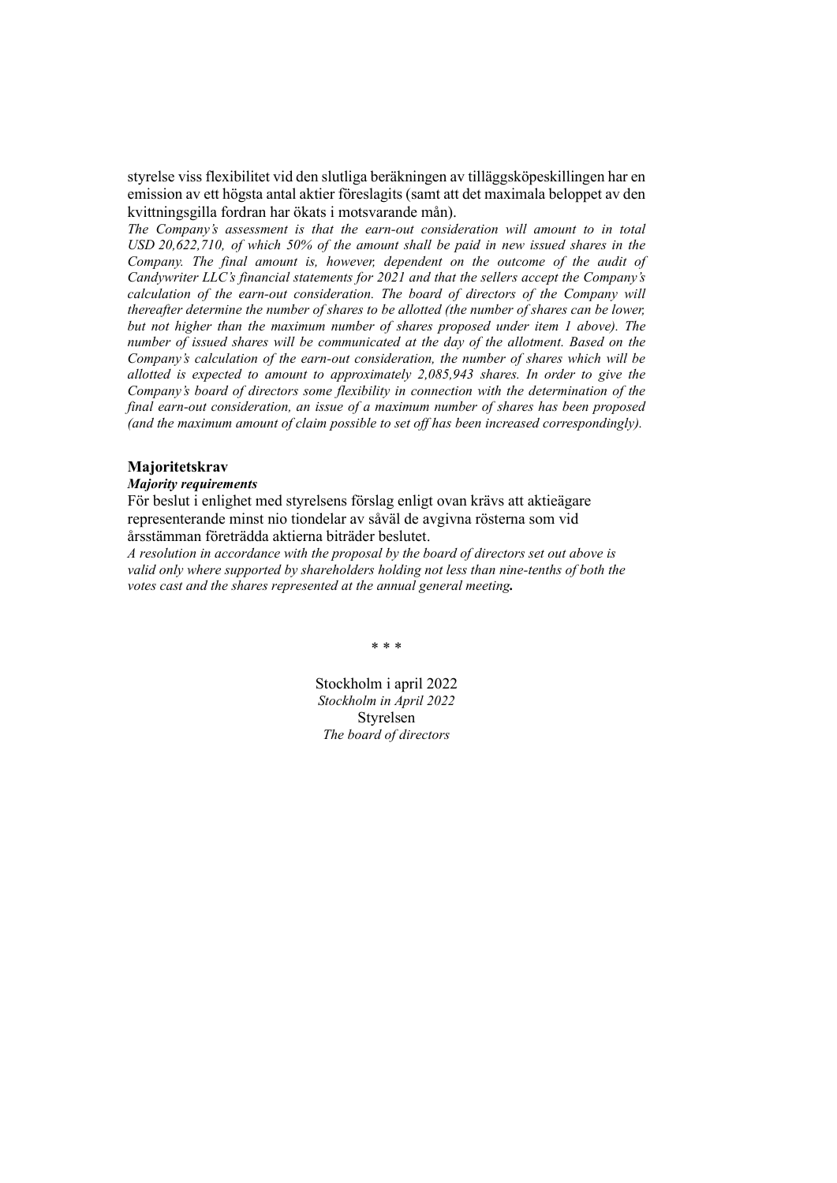styrelse viss flexibilitet vid den slutliga beräkningen av tilläggsköpeskillingen har en emission av ett högsta antal aktier föreslagits (samt att det maximala beloppet av den kvittningsgilla fordran har ökats i motsvarande mån).

*The Company's assessment is that the earn-out consideration will amount to in total USD 20,622,710, of which 50% of the amount shall be paid in new issued shares in the Company. The final amount is, however, dependent on the outcome of the audit of Candywriter LLC's financial statements for 2021 and that the sellers accept the Company's calculation of the earn-out consideration. The board of directors of the Company will thereafter determine the number of shares to be allotted (the number of shares can be lower, but not higher than the maximum number of shares proposed under item 1 above). The number of issued shares will be communicated at the day of the allotment. Based on the Company's calculation of the earn-out consideration, the number of shares which will be allotted is expected to amount to approximately 2,085,943 shares. In order to give the Company's board of directors some flexibility in connection with the determination of the final earn-out consideration, an issue of a maximum number of shares has been proposed (and the maximum amount of claim possible to set off has been increased correspondingly).*

**Majoritetskrav**
***Majority requirements***

För beslut i enlighet med styrelsens förslag enligt ovan krävs att aktieägare representerande minst nio tiondelar av såväl de avgivna rösterna som vid årsstämman företrädda aktierna biträder beslutet.

*A resolution in accordance with the proposal by the board of directors set out above is valid only where supported by shareholders holding not less than nine-tenths of both the votes cast and the shares represented at the annual general meeting.*

\* \* \*

Stockholm i april 2022
*Stockholm in April 2022*
Styrelsen
*The board of directors*